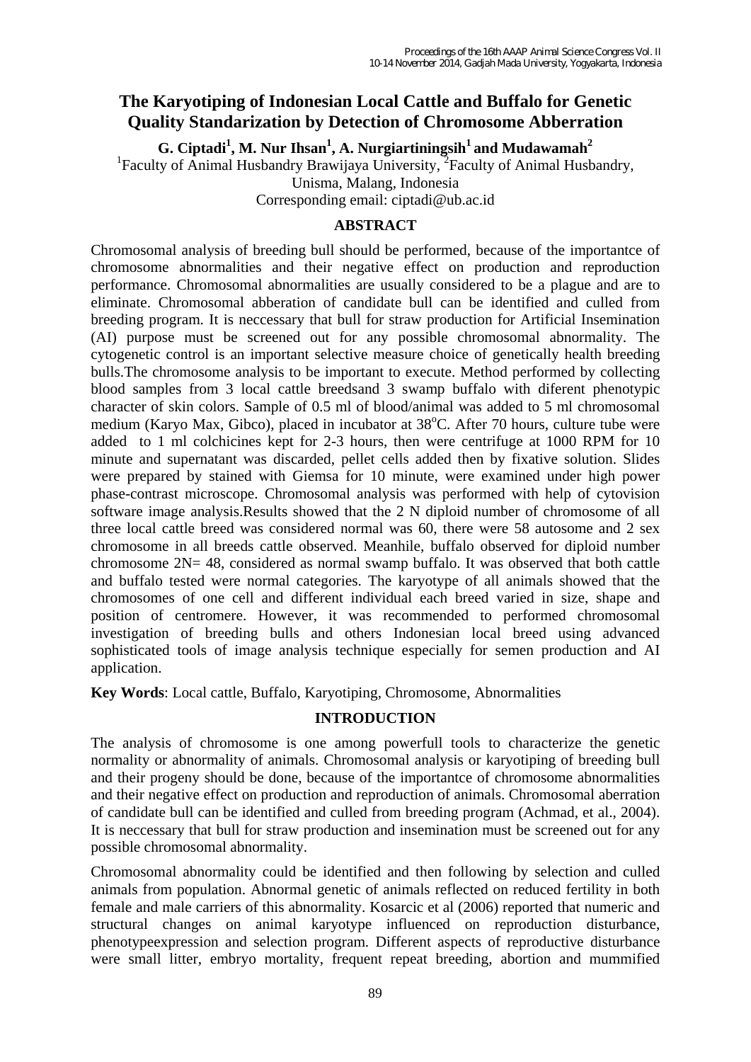# The Karyotiping of Indonesian Local Cattle and Buffalo for Genetic Quality Standarization by Detection of Chromosome Abberration

**G. Ciptadi[1], M. Nur Ihsan[1], A. Nurgiartiningsih[1] and Mudawamah[2]**

[1]Faculty of Animal Husbandry Brawijaya University, [2]Faculty of Animal Husbandry, Unisma, Malang, Indonesia

Corresponding email: ciptadi@ub.ac.id

## ABSTRACT

Chromosomal analysis of breeding bull should be performed, because of the importantce of chromosome abnormalities and their negative effect on production and reproduction performance. Chromosomal abnormalities are usually considered to be a plague and are to eliminate. Chromosomal abberation of candidate bull can be identified and culled from breeding program. It is neccessary that bull for straw production for Artificial Insemination (AI) purpose must be screened out for any possible chromosomal abnormality. The cytogenetic control is an important selective measure choice of genetically health breeding bulls.The chromosome analysis to be important to execute. Method performed by collecting blood samples from 3 local cattle breedsand 3 swamp buffalo with diferent phenotypic character of skin colors. Sample of 0.5 ml of blood/animal was added to 5 ml chromosomal medium (Karyo Max, Gibco), placed in incubator at 38°C. After 70 hours, culture tube were added to 1 ml colchicines kept for 2-3 hours, then were centrifuge at 1000 RPM for 10 minute and supernatant was discarded, pellet cells added then by fixative solution. Slides were prepared by stained with Giemsa for 10 minute, were examined under high power phase-contrast microscope. Chromosomal analysis was performed with help of cytovision software image analysis.Results showed that the 2 N diploid number of chromosome of all three local cattle breed was considered normal was 60, there were 58 autosome and 2 sex chromosome in all breeds cattle observed. Meanhile, buffalo observed for diploid number chromosome 2N= 48, considered as normal swamp buffalo. It was observed that both cattle and buffalo tested were normal categories. The karyotype of all animals showed that the chromosomes of one cell and different individual each breed varied in size, shape and position of centromere. However, it was recommended to performed chromosomal investigation of breeding bulls and others Indonesian local breed using advanced sophisticated tools of image analysis technique especially for semen production and AI application.

**Key Words**: Local cattle, Buffalo, Karyotiping, Chromosome, Abnormalities

## INTRODUCTION

The analysis of chromosome is one among powerfull tools to characterize the genetic normality or abnormality of animals. Chromosomal analysis or karyotiping of breeding bull and their progeny should be done, because of the importantce of chromosome abnormalities and their negative effect on production and reproduction of animals. Chromosomal aberration of candidate bull can be identified and culled from breeding program (Achmad, et al., 2004). It is neccessary that bull for straw production and insemination must be screened out for any possible chromosomal abnormality.

Chromosomal abnormality could be identified and then following by selection and culled animals from population. Abnormal genetic of animals reflected on reduced fertility in both female and male carriers of this abnormality. Kosarcic et al (2006) reported that numeric and structural changes on animal karyotype influenced on reproduction disturbance, phenotypeexpression and selection program. Different aspects of reproductive disturbance were small litter, embryo mortality, frequent repeat breeding, abortion and mummified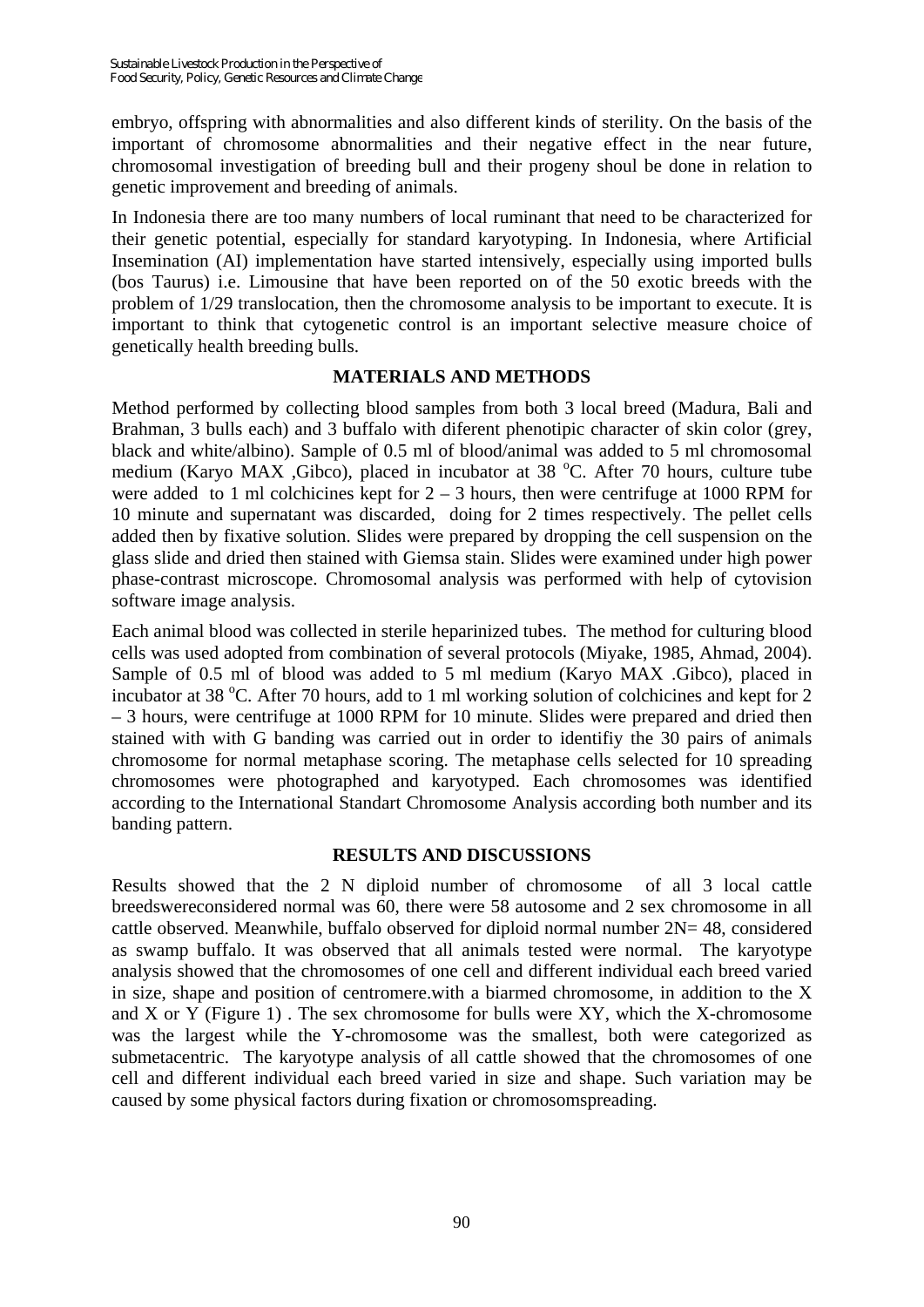embryo, offspring with abnormalities and also different kinds of sterility. On the basis of the important of chromosome abnormalities and their negative effect in the near future, chromosomal investigation of breeding bull and their progeny shoul be done in relation to genetic improvement and breeding of animals.

In Indonesia there are too many numbers of local ruminant that need to be characterized for their genetic potential, especially for standard karyotyping. In Indonesia, where Artificial Insemination (AI) implementation have started intensively, especially using imported bulls (bos Taurus) i.e. Limousine that have been reported on of the 50 exotic breeds with the problem of 1/29 translocation, then the chromosome analysis to be important to execute. It is important to think that cytogenetic control is an important selective measure choice of genetically health breeding bulls.

## MATERIALS AND METHODS

Method performed by collecting blood samples from both 3 local breed (Madura, Bali and Brahman, 3 bulls each) and 3 buffalo with diferent phenotipic character of skin color (grey, black and white/albino). Sample of 0.5 ml of blood/animal was added to 5 ml chromosomal medium (Karyo MAX ,Gibco), placed in incubator at 38 $^{o}$C. After 70 hours, culture tube were added to 1 ml colchicines kept for 2 – 3 hours, then were centrifuge at 1000 RPM for 10 minute and supernatant was discarded, doing for 2 times respectively. The pellet cells added then by fixative solution. Slides were prepared by dropping the cell suspension on the glass slide and dried then stained with Giemsa stain. Slides were examined under high power phase-contrast microscope. Chromosomal analysis was performed with help of cytovision software image analysis.

Each animal blood was collected in sterile heparinized tubes. The method for culturing blood cells was used adopted from combination of several protocols (Miyake, 1985, Ahmad, 2004). Sample of 0.5 ml of blood was added to 5 ml medium (Karyo MAX .Gibco), placed in incubator at 38 $^{o}$C. After 70 hours, add to 1 ml working solution of colchicines and kept for 2 – 3 hours, were centrifuge at 1000 RPM for 10 minute. Slides were prepared and dried then stained with with G banding was carried out in order to identifiy the 30 pairs of animals chromosome for normal metaphase scoring. The metaphase cells selected for 10 spreading chromosomes were photographed and karyotyped. Each chromosomes was identified according to the International Standart Chromosome Analysis according both number and its banding pattern.

## RESULTS AND DISCUSSIONS

Results showed that the 2 N diploid number of chromosome of all 3 local cattle breedswereconsidered normal was 60, there were 58 autosome and 2 sex chromosome in all cattle observed. Meanwhile, buffalo observed for diploid normal number 2N= 48, considered as swamp buffalo. It was observed that all animals tested were normal. The karyotype analysis showed that the chromosomes of one cell and different individual each breed varied in size, shape and position of centromere.with a biarmed chromosome, in addition to the X and X or Y (Figure 1) . The sex chromosome for bulls were XY, which the X-chromosome was the largest while the Y-chromosome was the smallest, both were categorized as submetacentric. The karyotype analysis of all cattle showed that the chromosomes of one cell and different individual each breed varied in size and shape. Such variation may be caused by some physical factors during fixation or chromosomspreading.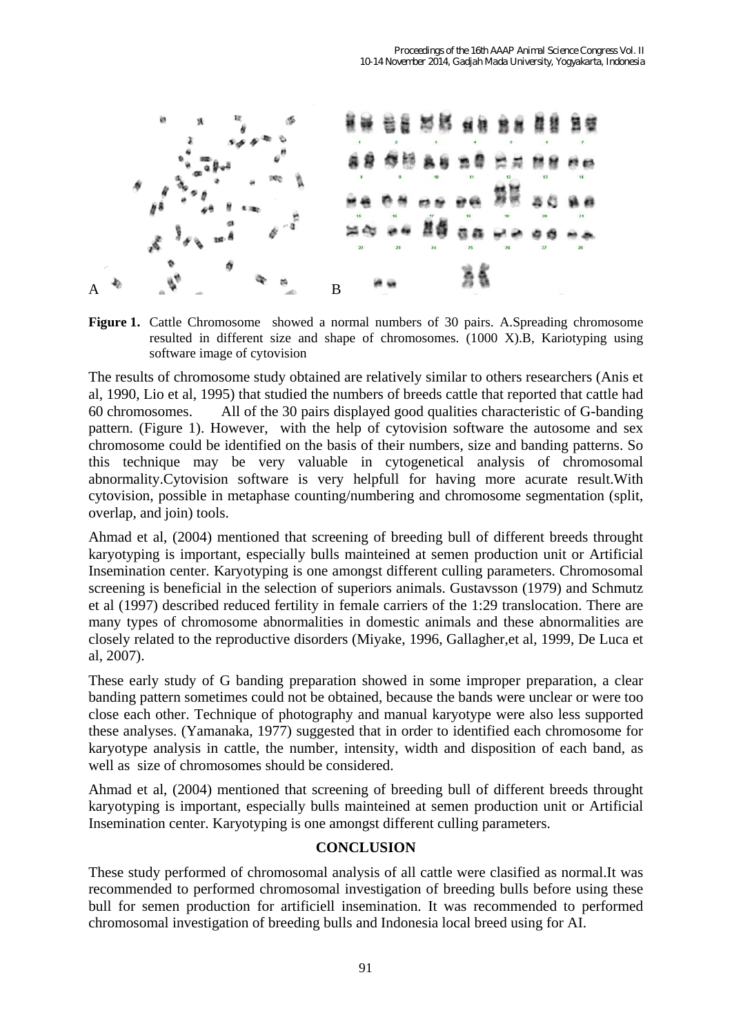**Figure 1.** Cattle Chromosome showed a normal numbers of 30 pairs. A.Spreading chromosome resulted in different size and shape of chromosomes. (1000 X).B, Kariotyping using software image of cytovision

The results of chromosome study obtained are relatively similar to others researchers (Anis et al, 1990, Lio et al, 1995) that studied the numbers of breeds cattle that reported that cattle had 60 chromosomes. All of the 30 pairs displayed good qualities characteristic of G-banding pattern. (Figure 1). However, with the help of cytovision software the autosome and sex chromosome could be identified on the basis of their numbers, size and banding patterns. So this technique may be very valuable in cytogenetical analysis of chromosomal abnormality.Cytovision software is very helpfull for having more acurate result.With cytovision, possible in metaphase counting/numbering and chromosome segmentation (split, overlap, and join) tools.

Ahmad et al, (2004) mentioned that screening of breeding bull of different breeds throught karyotyping is important, especially bulls mainteined at semen production unit or Artificial Insemination center. Karyotyping is one amongst different culling parameters. Chromosomal screening is beneficial in the selection of superiors animals. Gustavsson (1979) and Schmutz et al (1997) described reduced fertility in female carriers of the 1:29 translocation. There are many types of chromosome abnormalities in domestic animals and these abnormalities are closely related to the reproductive disorders (Miyake, 1996, Gallagher,et al, 1999, De Luca et al, 2007).

These early study of G banding preparation showed in some improper preparation, a clear banding pattern sometimes could not be obtained, because the bands were unclear or were too close each other. Technique of photography and manual karyotype were also less supported these analyses. (Yamanaka, 1977) suggested that in order to identified each chromosome for karyotype analysis in cattle, the number, intensity, width and disposition of each band, as well as size of chromosomes should be considered.

Ahmad et al, (2004) mentioned that screening of breeding bull of different breeds throught karyotyping is important, especially bulls mainteined at semen production unit or Artificial Insemination center. Karyotyping is one amongst different culling parameters.

## CONCLUSION

These study performed of chromosomal analysis of all cattle were clasified as normal.It was recommended to performed chromosomal investigation of breeding bulls before using these bull for semen production for artificiell insemination. It was recommended to performed chromosomal investigation of breeding bulls and Indonesia local breed using for AI.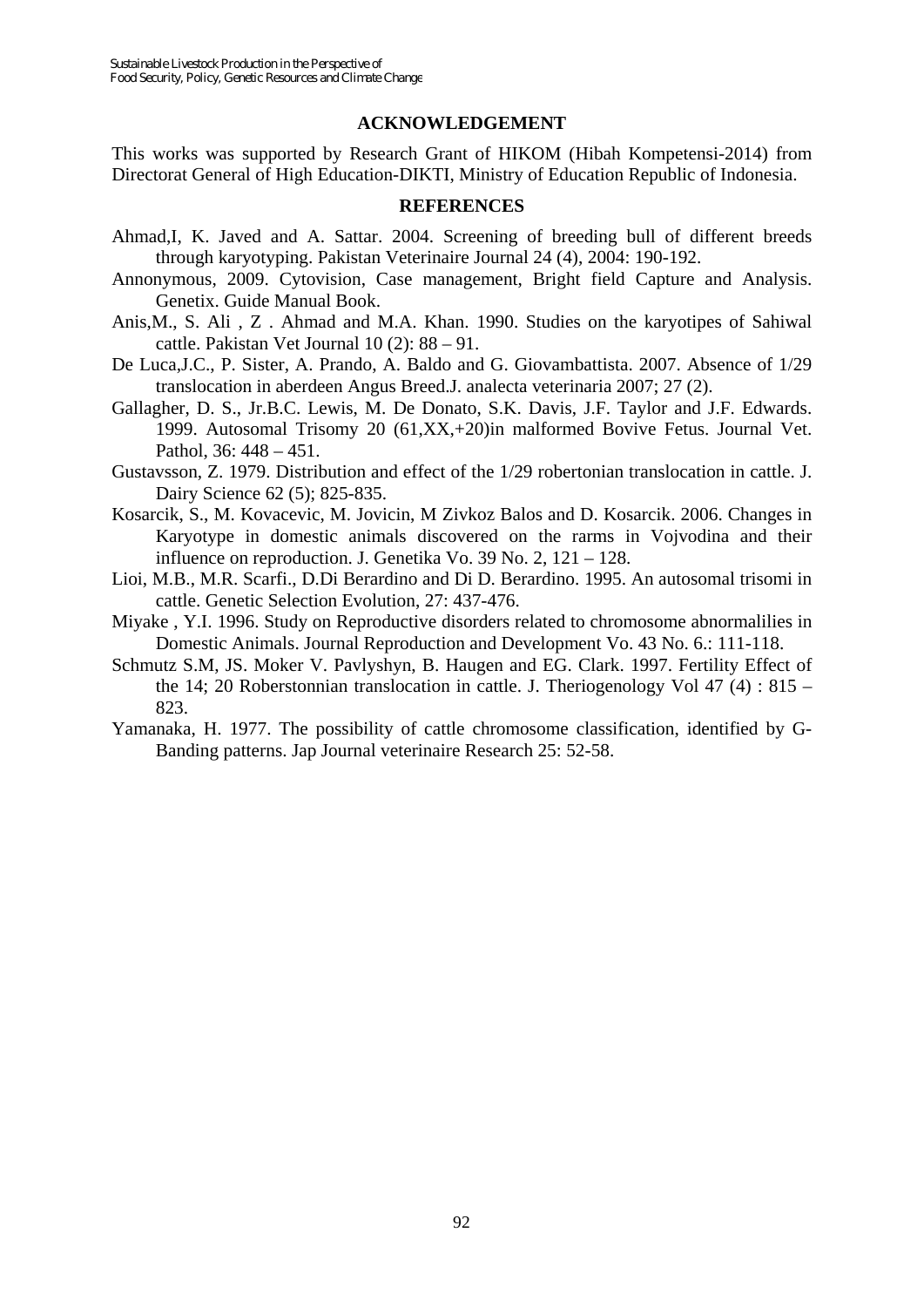## ACKNOWLEDGEMENT

This works was supported by Research Grant of HIKOM (Hibah Kompetensi-2014) from Directorat General of High Education-DIKTI, Ministry of Education Republic of Indonesia.

## REFERENCES

Ahmad,I, K. Javed and A. Sattar. 2004. Screening of breeding bull of different breeds through karyotyping. Pakistan Veterinaire Journal 24 (4), 2004: 190-192.

Annonymous, 2009. Cytovision, Case management, Bright field Capture and Analysis. Genetix. Guide Manual Book.

Anis,M., S. Ali , Z . Ahmad and M.A. Khan. 1990. Studies on the karyotipes of Sahiwal cattle. Pakistan Vet Journal 10 (2): 88 – 91.

De Luca,J.C., P. Sister, A. Prando, A. Baldo and G. Giovambattista. 2007. Absence of 1/29 translocation in aberdeen Angus Breed.J. analecta veterinaria 2007; 27 (2).

Gallagher, D. S., Jr.B.C. Lewis, M. De Donato, S.K. Davis, J.F. Taylor and J.F. Edwards. 1999. Autosomal Trisomy 20 (61,XX,+20)in malformed Bovive Fetus. Journal Vet. Pathol, 36: 448 – 451.

Gustavsson, Z. 1979. Distribution and effect of the 1/29 robertonian translocation in cattle. J. Dairy Science 62 (5); 825-835.

Kosarcik, S., M. Kovacevic, M. Jovicin, M Zivkoz Balos and D. Kosarcik. 2006. Changes in Karyotype in domestic animals discovered on the rarms in Vojvodina and their influence on reproduction. J. Genetika Vo. 39 No. 2, 121 – 128.

Lioi, M.B., M.R. Scarfi., D.Di Berardino and Di D. Berardino. 1995. An autosomal trisomi in cattle. Genetic Selection Evolution, 27: 437-476.

Miyake , Y.I. 1996. Study on Reproductive disorders related to chromosome abnormalilies in Domestic Animals. Journal Reproduction and Development Vo. 43 No. 6.: 111-118.

Schmutz S.M, JS. Moker V. Pavlyshyn, B. Haugen and EG. Clark. 1997. Fertility Effect of the 14; 20 Roberstonnian translocation in cattle. J. Theriogenology Vol 47 (4) : 815 – 823.

Yamanaka, H. 1977. The possibility of cattle chromosome classification, identified by G-Banding patterns. Jap Journal veterinaire Research 25: 52-58.